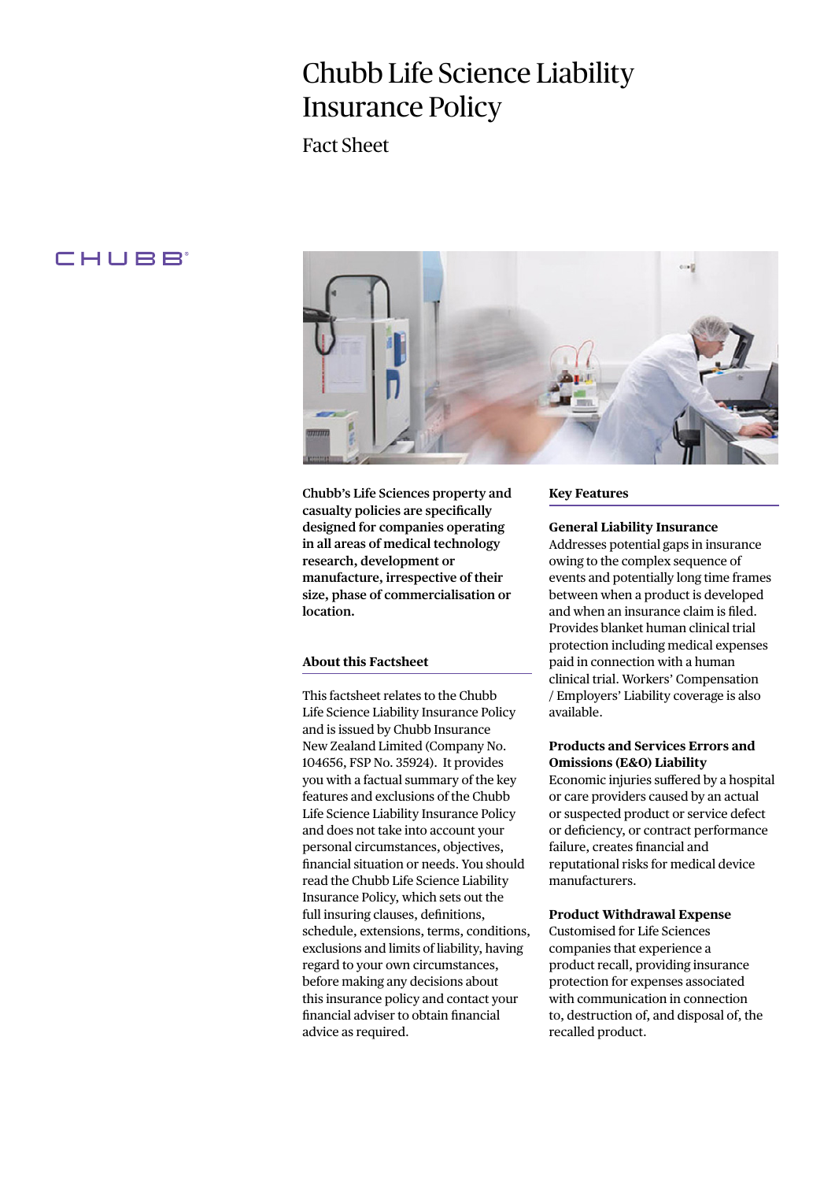# Chubb Life Science Liability Insurance Policy

Fact Sheet

CHUBB

**Chubb's Life Sciences property and casualty policies are specifically designed for companies operating in all areas of medical technology research, development or manufacture, irrespective of their size, phase of commercialisation or location.**

## About this Factsheet

This factsheet relates to the Chubb Life Science Liability Insurance Policy and is issued by Chubb Insurance New Zealand Limited (Company No. 104656, FSP No. 35924). It provides you with a factual summary of the key features and exclusions of the Chubb Life Science Liability Insurance Policy and does not take into account your personal circumstances, objectives, financial situation or needs. You should read the Chubb Life Science Liability Insurance Policy, which sets out the full insuring clauses, definitions, schedule, extensions, terms, conditions, exclusions and limits of liability, having regard to your own circumstances, before making any decisions about this insurance policy and contact your financial adviser to obtain financial advice as required.

## Key Features

### General Liability Insurance

Addresses potential gaps in insurance owing to the complex sequence of events and potentially long time frames between when a product is developed and when an insurance claim is filed. Provides blanket human clinical trial protection including medical expenses paid in connection with a human clinical trial. Workers' Compensation / Employers' Liability coverage is also available.

### Products and Services Errors and Omissions (E&O) Liability

Economic injuries suffered by a hospital or care providers caused by an actual or suspected product or service defect or deficiency, or contract performance failure, creates financial and reputational risks for medical device manufacturers.

### Product Withdrawal Expense

Customised for Life Sciences companies that experience a product recall, providing insurance protection for expenses associated with communication in connection to, destruction of, and disposal of, the recalled product.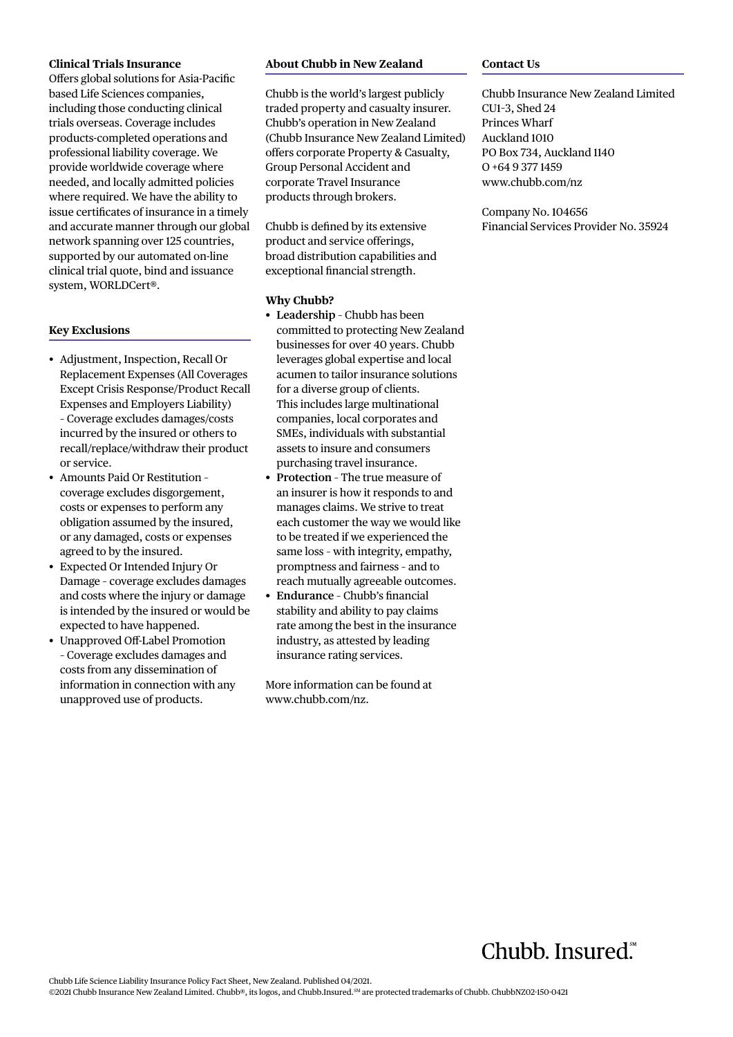**Clinical Trials Insurance**
Offers global solutions for Asia-Pacific based Life Sciences companies, including those conducting clinical trials overseas. Coverage includes products-completed operations and professional liability coverage. We provide worldwide coverage where needed, and locally admitted policies where required. We have the ability to issue certificates of insurance in a timely and accurate manner through our global network spanning over 125 countries, supported by our automated on-line clinical trial quote, bind and issuance system, WORLDCert®.

### Key Exclusions

- Adjustment, Inspection, Recall Or Replacement Expenses (All Coverages Except Crisis Response/Product Recall Expenses and Employers Liability) – Coverage excludes damages/costs incurred by the insured or others to recall/replace/withdraw their product or service.
- Amounts Paid Or Restitution – coverage excludes disgorgement, costs or expenses to perform any obligation assumed by the insured, or any damaged, costs or expenses agreed to by the insured.
- Expected Or Intended Injury Or Damage – coverage excludes damages and costs where the injury or damage is intended by the insured or would be expected to have happened.
- Unapproved Off-Label Promotion – Coverage excludes damages and costs from any dissemination of information in connection with any unapproved use of products.

### About Chubb in New Zealand

Chubb is the world's largest publicly traded property and casualty insurer. Chubb's operation in New Zealand (Chubb Insurance New Zealand Limited) offers corporate Property & Casualty, Group Personal Accident and corporate Travel Insurance products through brokers.

Chubb is defined by its extensive product and service offerings, broad distribution capabilities and exceptional financial strength.

**Why Chubb?**

- **Leadership** – Chubb has been committed to protecting New Zealand businesses for over 40 years. Chubb leverages global expertise and local acumen to tailor insurance solutions for a diverse group of clients. This includes large multinational companies, local corporates and SMEs, individuals with substantial assets to insure and consumers purchasing travel insurance.
- **Protection** – The true measure of an insurer is how it responds to and manages claims. We strive to treat each customer the way we would like to be treated if we experienced the same loss – with integrity, empathy, promptness and fairness – and to reach mutually agreeable outcomes.
- **Endurance** – Chubb's financial stability and ability to pay claims rate among the best in the insurance industry, as attested by leading insurance rating services.

More information can be found at www.chubb.com/nz.

### Contact Us

Chubb Insurance New Zealand Limited
CU1-3, Shed 24
Princes Wharf
Auckland 1010
PO Box 734, Auckland 1140
O +64 9 377 1459
www.chubb.com/nz

Company No. 104656
Financial Services Provider No. 35924

Chubb. Insured.℠

Chubb Life Science Liability Insurance Policy Fact Sheet, New Zealand. Published 04/2021.
©2021 Chubb Insurance New Zealand Limited. Chubb®, its logos, and Chubb.Insured.℠ are protected trademarks of Chubb. ChubbNZ02-150-0421